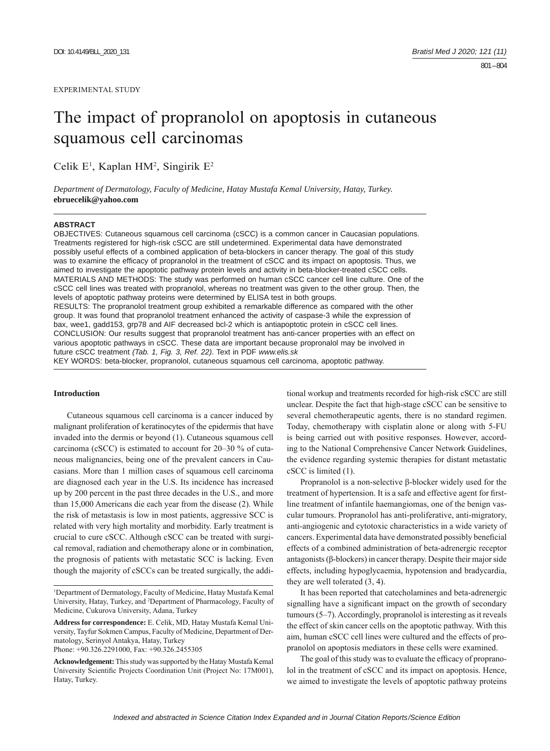EXPERIMENTAL STUDY

# The impact of propranolol on apoptosis in cutaneous squamous cell carcinomas

Celik E[1], Kaplan HM[2], Singirik E[2]

*Department of Dermatology, Faculty of Medicine, Hatay Mustafa Kemal University, Hatay, Turkey.*
**ebruecelik@yahoo.com**

## ABSTRACT

OBJECTIVES: Cutaneous squamous cell carcinoma (cSCC) is a common cancer in Caucasian populations. Treatments registered for high-risk cSCC are still undetermined. Experimental data have demonstrated possibly useful effects of a combined application of beta-blockers in cancer therapy. The goal of this study was to examine the efficacy of propranolol in the treatment of cSCC and its impact on apoptosis. Thus, we aimed to investigate the apoptotic pathway protein levels and activity in beta-blocker-treated cSCC cells.
MATERIALS AND METHODS: The study was performed on human cSCC cancer cell line culture. One of the cSCC cell lines was treated with propranolol, whereas no treatment was given to the other group. Then, the levels of apoptotic pathway proteins were determined by ELISA test in both groups.
RESULTS: The propranolol treatment group exhibited a remarkable difference as compared with the other group. It was found that propranolol treatment enhanced the activity of caspase-3 while the expression of bax, wee1, gadd153, grp78 and AIF decreased bcl-2 which is antiapoptotic protein in cSCC cell lines.
CONCLUSION: Our results suggest that propranolol treatment has anti-cancer properties with an effect on various apoptotic pathways in cSCC. These data are important because propronalol may be involved in future cSCC treatment *(Tab. 1, Fig. 3, Ref. 22)*. Text in PDF *www.elis.sk*
KEY WORDS: beta-blocker, propranolol, cutaneous squamous cell carcinoma, apoptotic pathway.

## Introduction

Cutaneous squamous cell carcinoma is a cancer induced by malignant proliferation of keratinocytes of the epidermis that have invaded into the dermis or beyond (1). Cutaneous squamous cell carcinoma (cSCC) is estimated to account for 20–30 % of cutaneous malignancies, being one of the prevalent cancers in Caucasians. More than 1 million cases of squamous cell carcinoma are diagnosed each year in the U.S. Its incidence has increased up by 200 percent in the past three decades in the U.S., and more than 15,000 Americans die each year from the disease (2). While the risk of metastasis is low in most patients, aggressive SCC is related with very high mortality and morbidity. Early treatment is crucial to cure cSCC. Although cSCC can be treated with surgical removal, radiation and chemotherapy alone or in combination, the prognosis of patients with metastatic SCC is lacking. Even though the majority of cSCCs can be treated surgically, the additional workup and treatments recorded for high-risk cSCC are still unclear. Despite the fact that high-stage cSCC can be sensitive to several chemotherapeutic agents, there is no standard regimen. Today, chemotherapy with cisplatin alone or along with 5-FU is being carried out with positive responses. However, according to the National Comprehensive Cancer Network Guidelines, the evidence regarding systemic therapies for distant metastatic cSCC is limited (1).

Propranolol is a non-selective β-blocker widely used for the treatment of hypertension. It is a safe and effective agent for first-line treatment of infantile haemangiomas, one of the benign vascular tumours. Propranolol has anti-proliferative, anti-migratory, anti-angiogenic and cytotoxic characteristics in a wide variety of cancers. Experimental data have demonstrated possibly beneficial effects of a combined administration of beta-adrenergic receptor antagonists (β-blockers) in cancer therapy. Despite their major side effects, including hypoglycaemia, hypotension and bradycardia, they are well tolerated (3, 4).

It has been reported that catecholamines and beta-adrenergic signalling have a significant impact on the growth of secondary tumours (5–7). Accordingly, propranolol is interesting as it reveals the effect of skin cancer cells on the apoptotic pathway. With this aim, human cSCC cell lines were cultured and the effects of propranolol on apoptosis mediators in these cells were examined.

The goal of this study was to evaluate the efficacy of propranolol in the treatment of cSCC and its impact on apoptosis. Hence, we aimed to investigate the levels of apoptotic pathway proteins

---

[1]Department of Dermatology, Faculty of Medicine, Hatay Mustafa Kemal University, Hatay, Turkey, and [2]Department of Pharmacology, Faculty of Medicine, Cukurova University, Adana, Turkey

**Address for correspondence:** E. Celik, MD, Hatay Mustafa Kemal University, Tayfur Sokmen Campus, Faculty of Medicine, Department of Dermatology, Serinyol Antakya, Hatay, Turkey
Phone: +90.326.2291000, Fax: +90.326.2455305

**Acknowledgement:** This study was supported by the Hatay Mustafa Kemal University Scientific Projects Coordination Unit (Project No: 17M001), Hatay, Turkey.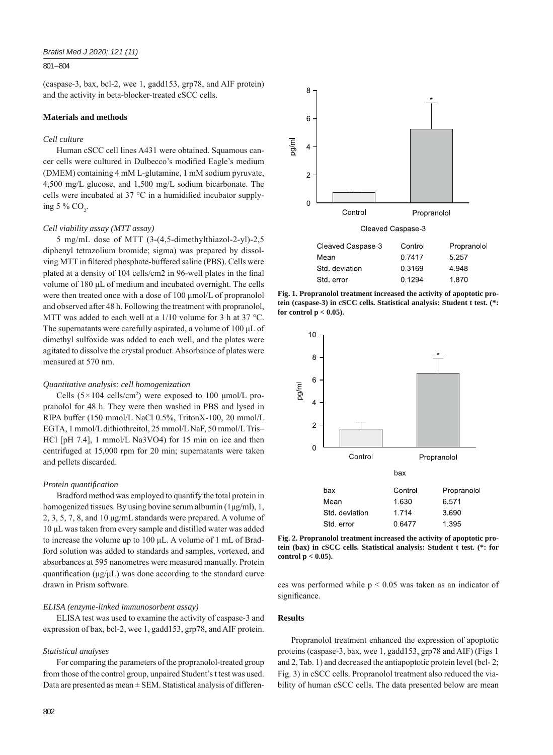(caspase-3, bax, bcl-2, wee 1, gadd153, grp78, and AIF protein) and the activity in beta-blocker-treated cSCC cells.

## Materials and methods

### *Cell culture*

Human cSCC cell lines A431 were obtained. Squamous cancer cells were cultured in Dulbecco's modified Eagle's medium (DMEM) containing 4 mM L-glutamine, 1 mM sodium pyruvate, 4,500 mg/L glucose, and 1,500 mg/L sodium bicarbonate. The cells were incubated at 37 °C in a humidified incubator supplying 5 % $CO_2$.

### *Cell viability assay (MTT assay)*

5 mg/mL dose of MTT (3-(4,5-dimethylthiazol-2-yl)-2,5 diphenyl tetrazolium bromide; sigma) was prepared by dissolving MTT in filtered phosphate-buffered saline (PBS). Cells were plated at a density of 104 cells/cm2 in 96-well plates in the final volume of 180 μL of medium and incubated overnight. The cells were then treated once with a dose of 100 μmol/L of propranolol and observed after 48 h. Following the treatment with propranolol, MTT was added to each well at a 1/10 volume for 3 h at 37 °C. The supernatants were carefully aspirated, a volume of 100 μL of dimethyl sulfoxide was added to each well, and the plates were agitated to dissolve the crystal product. Absorbance of plates were measured at 570 nm.

### *Quantitative analysis: cell homogenization*

Cells ($5 \times 104$ cells/cm$^2$) were exposed to 100 μmol/L propranolol for 48 h. They were then washed in PBS and lysed in RIPA buffer (150 mmol/L NaCl 0.5%, TritonX-100, 20 mmol/L EGTA, 1 mmol/L dithiothreitol, 25 mmol/L NaF, 50 mmol/L Tris–HCl [pH 7.4], 1 mmol/L $Na_3VO_4$) for 15 min on ice and then centrifuged at 15,000 rpm for 20 min; supernatants were taken and pellets discarded.

### *Protein quantification*

Bradford method was employed to quantify the total protein in homogenized tissues. By using bovine serum albumin (1μg/ml), 1, 2, 3, 5, 7, 8, and 10 μg/mL standards were prepared. A volume of 10 μL was taken from every sample and distilled water was added to increase the volume up to 100 μL. A volume of 1 mL of Bradford solution was added to standards and samples, vortexed, and absorbances at 595 nanometres were measured manually. Protein quantification (μg/μL) was done according to the standard curve drawn in Prism software.

### *ELISA (enzyme-linked immunosorbent assay)*

ELISA test was used to examine the activity of caspase-3 and expression of bax, bcl-2, wee 1, gadd153, grp78, and AIF protein.

### *Statistical analyses*

For comparing the parameters of the propranolol-treated group from those of the control group, unpaired Student's t test was used. Data are presented as mean ± SEM. Statistical analysis of differences was performed while $p < 0.05$ was taken as an indicator of significance.

| Cleaved Caspase-3 | Control | Propranolol |
|---|---|---|
| Mean | 0.7417 | 5.257 |
| Std. deviation | 0.3169 | 4.948 |
| Std. error | 0.1294 | 1.870 |

**Fig. 1. Propranolol treatment increased the activity of apoptotic protein (caspase-3) in cSCC cells. Statistical analysis: Student t test. (*: for control $p < 0.05$).**

| bax | Control | Propranolol |
|---|---|---|
| Mean | 1.630 | 6.571 |
| Std. deviation | 1.714 | 3.690 |
| Std. error | 0.6477 | 1.395 |

**Fig. 2. Propranolol treatment increased the activity of apoptotic protein (bax) in cSCC cells. Statistical analysis: Student t test. (*: for control $p < 0.05$).**

## Results

Propranolol treatment enhanced the expression of apoptotic proteins (caspase-3, bax, wee 1, gadd153, grp78 and AIF) (Figs 1 and 2, Tab. 1) and decreased the antiapoptotic protein level (bcl- 2; Fig. 3) in cSCC cells. Propranolol treatment also reduced the viability of human cSCC cells. The data presented below are mean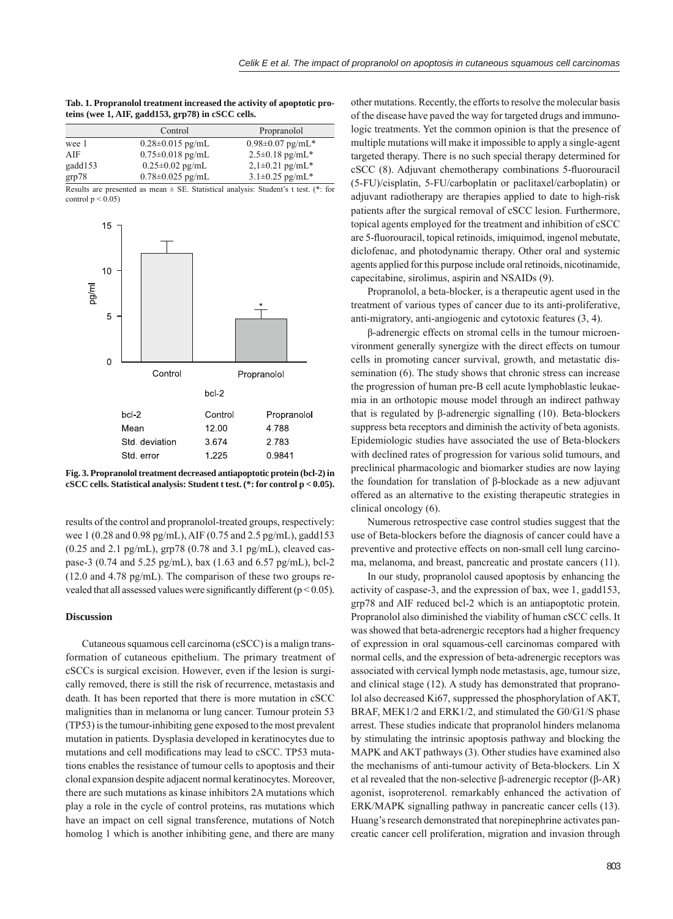**Tab. 1. Propranolol treatment increased the activity of apoptotic proteins (wee 1, AIF, gadd153, grp78) in cSCC cells.**

| | Control | Propranolol |
|---|---|---|
| wee 1 | 0.28±0.015 pg/mL | 0.98±0.07 pg/mL* |
| AIF | 0.75±0.018 pg/mL | 2.5±0.18 pg/mL* |
| gadd153 | 0.25±0.02 pg/mL | 2,1±0.21 pg/mL* |
| grp78 | 0.78±0.025 pg/mL | 3.1±0.25 pg/mL* |

Results are presented as mean ± SE. Statistical analysis: Student's t test. (*: for control $p < 0.05$)

| bcl-2 | Control | Propranolol |
|---|---|---|
| Mean | 12.00 | 4.788 |
| Std. deviation | 3.674 | 2.783 |
| Std. error | 1.225 | 0.9841 |

**Fig. 3. Propranolol treatment decreased antiapoptotic protein (bcl-2) in cSCC cells. Statistical analysis: Student t test. (*: for control $p < 0.05$).**

results of the control and propranolol-treated groups, respectively: wee 1 (0.28 and 0.98 pg/mL), AIF (0.75 and 2.5 pg/mL), gadd153 (0.25 and 2.1 pg/mL), grp78 (0.78 and 3.1 pg/mL), cleaved caspase-3 (0.74 and 5.25 pg/mL), bax (1.63 and 6.57 pg/mL), bcl-2 (12.0 and 4.78 pg/mL). The comparison of these two groups revealed that all assessed values were significantly different ($p < 0.05$).

## Discussion

Cutaneous squamous cell carcinoma (cSCC) is a malign transformation of cutaneous epithelium. The primary treatment of cSCCs is surgical excision. However, even if the lesion is surgically removed, there is still the risk of recurrence, metastasis and death. It has been reported that there is more mutation in cSCC malignities than in melanoma or lung cancer. Tumour protein 53 (TP53) is the tumour-inhibiting gene exposed to the most prevalent mutation in patients. Dysplasia developed in keratinocytes due to mutations and cell modifications may lead to cSCC. TP53 mutations enables the resistance of tumour cells to apoptosis and their clonal expansion despite adjacent normal keratinocytes. Moreover, there are such mutations as kinase inhibitors 2A mutations which play a role in the cycle of control proteins, ras mutations which have an impact on cell signal transference, mutations of Notch homolog 1 which is another inhibiting gene, and there are many other mutations. Recently, the efforts to resolve the molecular basis of the disease have paved the way for targeted drugs and immunologic treatments. Yet the common opinion is that the presence of multiple mutations will make it impossible to apply a single-agent targeted therapy. There is no such special therapy determined for cSCC (8). Adjuvant chemotherapy combinations 5-fluorouracil (5-FU)/cisplatin, 5-FU/carboplatin or paclitaxel/carboplatin) or adjuvant radiotherapy are therapies applied to date to high-risk patients after the surgical removal of cSCC lesion. Furthermore, topical agents employed for the treatment and inhibition of cSCC are 5-fluorouracil, topical retinoids, imiquimod, ingenol mebutate, diclofenac, and photodynamic therapy. Other oral and systemic agents applied for this purpose include oral retinoids, nicotinamide, capecitabine, sirolimus, aspirin and NSAIDs (9).

Propranolol, a beta-blocker, is a therapeutic agent used in the treatment of various types of cancer due to its anti-proliferative, anti-migratory, anti-angiogenic and cytotoxic features (3, 4).

β-adrenergic effects on stromal cells in the tumour microenvironment generally synergize with the direct effects on tumour cells in promoting cancer survival, growth, and metastatic dissemination (6). The study shows that chronic stress can increase the progression of human pre-B cell acute lymphoblastic leukaemia in an orthotopic mouse model through an indirect pathway that is regulated by β-adrenergic signalling (10). Beta-blockers suppress beta receptors and diminish the activity of beta agonists. Epidemiologic studies have associated the use of Beta-blockers with declined rates of progression for various solid tumours, and preclinical pharmacologic and biomarker studies are now laying the foundation for translation of β-blockade as a new adjuvant offered as an alternative to the existing therapeutic strategies in clinical oncology (6).

Numerous retrospective case control studies suggest that the use of Beta-blockers before the diagnosis of cancer could have a preventive and protective effects on non-small cell lung carcinoma, melanoma, and breast, pancreatic and prostate cancers (11).

In our study, propranolol caused apoptosis by enhancing the activity of caspase-3, and the expression of bax, wee 1, gadd153, grp78 and AIF reduced bcl-2 which is an antiapoptotic protein. Propranolol also diminished the viability of human cSCC cells. It was showed that beta-adrenergic receptors had a higher frequency of expression in oral squamous-cell carcinomas compared with normal cells, and the expression of beta-adrenergic receptors was associated with cervical lymph node metastasis, age, tumour size, and clinical stage (12). A study has demonstrated that propranolol also decreased Ki67, suppressed the phosphorylation of AKT, BRAF, MEK1/2 and ERK1/2, and stimulated the G0/G1/S phase arrest. These studies indicate that propranolol hinders melanoma by stimulating the intrinsic apoptosis pathway and blocking the MAPK and AKT pathways (3). Other studies have examined also the mechanisms of anti-tumour activity of Beta-blockers. Lin X et al revealed that the non-selective β-adrenergic receptor (β-AR) agonist, isoproterenol. remarkably enhanced the activation of ERK/MAPK signalling pathway in pancreatic cancer cells (13). Huang's research demonstrated that norepinephrine activates pancreatic cancer cell proliferation, migration and invasion through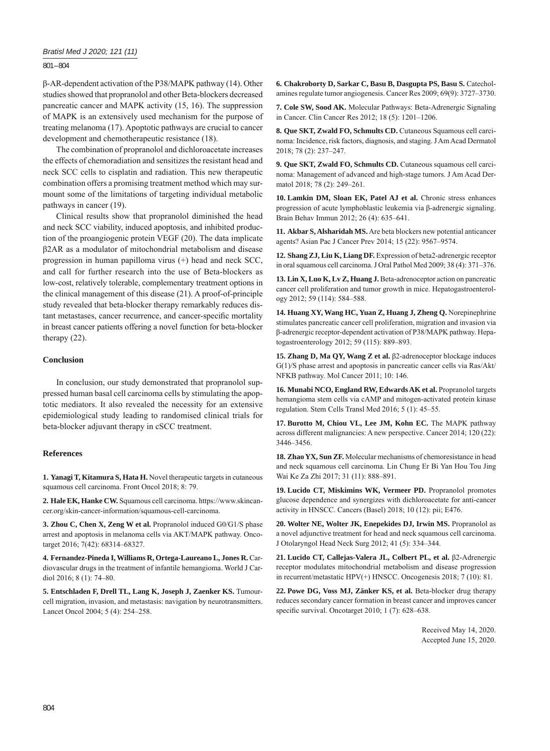β-AR-dependent activation of the P38/MAPK pathway (14). Other studies showed that propranolol and other Beta-blockers decreased pancreatic cancer and MAPK activity (15, 16). The suppression of MAPK is an extensively used mechanism for the purpose of treating melanoma (17). Apoptotic pathways are crucial to cancer development and chemotherapeutic resistance (18).

The combination of propranolol and dichloroacetate increases the effects of chemoradiation and sensitizes the resistant head and neck SCC cells to cisplatin and radiation. This new therapeutic combination offers a promising treatment method which may surmount some of the limitations of targeting individual metabolic pathways in cancer (19).

Clinical results show that propranolol diminished the head and neck SCC viability, induced apoptosis, and inhibited production of the proangiogenic protein VEGF (20). The data implicate β2AR as a modulator of mitochondrial metabolism and disease progression in human papilloma virus (+) head and neck SCC, and call for further research into the use of Beta-blockers as low-cost, relatively tolerable, complementary treatment options in the clinical management of this disease (21). A proof-of-principle study revealed that beta-blocker therapy remarkably reduces distant metastases, cancer recurrence, and cancer-specific mortality in breast cancer patients offering a novel function for beta-blocker therapy (22).

## Conclusion

In conclusion, our study demonstrated that propranolol suppressed human basal cell carcinoma cells by stimulating the apoptotic mediators. It also revealed the necessity for an extensive epidemiological study leading to randomised clinical trials for beta-blocker adjuvant therapy in cSCC treatment.

## References

**1. Yanagi T, Kitamura S, Hata H.** Novel therapeutic targets in cutaneous squamous cell carcinoma. Front Oncol 2018; 8: 79.

**2. Hale EK, Hanke CW.** Squamous cell carcinoma. https://www.skincancer.org/skin-cancer-information/squamous-cell-carcinoma.

**3. Zhou C, Chen X, Zeng W et al.** Propranolol induced G0/G1/S phase arrest and apoptosis in melanoma cells via AKT/MAPK pathway. Oncotarget 2016; 7(42): 68314–68327.

**4. Fernandez-Pineda I, Williams R, Ortega-Laureano L, Jones R.** Cardiovascular drugs in the treatment of infantile hemangioma. World J Cardiol 2016; 8 (1): 74–80.

**5. Entschladen F, Drell TL, Lang K, Joseph J, Zaenker KS.** Tumourcell migration, invasion, and metastasis: navigation by neurotransmitters. Lancet Oncol 2004; 5 (4): 254–258.

**6. Chakroborty D, Sarkar C, Basu B, Dasgupta PS, Basu S.** Catecholamines regulate tumor angiogenesis. Cancer Res 2009; 69(9): 3727–3730.

**7. Cole SW, Sood AK.** Molecular Pathways: Beta-Adrenergic Signaling in Cancer. Clin Cancer Res 2012; 18 (5): 1201–1206.

**8. Que SKT, Zwald FO, Schmults CD.** Cutaneous Squamous cell carcinoma: Incidence, risk factors, diagnosis, and staging. J Am Acad Dermatol 2018; 78 (2): 237–247.

**9. Que SKT, Zwald FO, Schmults CD.** Cutaneous squamous cell carcinoma: Management of advanced and high-stage tumors. J Am Acad Dermatol 2018; 78 (2): 249–261.

**10. Lamkin DM, Sloan EK, Patel AJ et al.** Chronic stress enhances progression of acute lymphoblastic leukemia via β-adrenergic signaling. Brain Behav Immun 2012; 26 (4): 635–641.

**11. Akbar S, Alsharidah MS.** Are beta blockers new potential anticancer agents? Asian Pac J Cancer Prev 2014; 15 (22): 9567–9574.

**12. Shang ZJ, Liu K, Liang DF.** Expression of beta2-adrenergic receptor in oral squamous cell carcinoma. J Oral Pathol Med 2009; 38 (4): 371–376.

**13. Lin X, Luo K, Lv Z, Huang J.** Beta-adrenoceptor action on pancreatic cancer cell proliferation and tumor growth in mice. Hepatogastroenterology 2012; 59 (114): 584–588.

**14. Huang XY, Wang HC, Yuan Z, Huang J, Zheng Q.** Norepinephrine stimulates pancreatic cancer cell proliferation, migration and invasion via β-adrenergic receptor-dependent activation of P38/MAPK pathway. Hepatogastroenterology 2012; 59 (115): 889–893.

**15. Zhang D, Ma QY, Wang Z et al.** β2-adrenoceptor blockage induces G(1)/S phase arrest and apoptosis in pancreatic cancer cells via Ras/Akt/NFKB pathway. Mol Cancer 2011; 10: 146.

**16. Munabi NCO, England RW, Edwards AK et al.** Propranolol targets hemangioma stem cells via cAMP and mitogen-activated protein kinase regulation. Stem Cells Transl Med 2016; 5 (1): 45–55.

**17. Burotto M, Chiou VL, Lee JM, Kohn EC.** The MAPK pathway across different malignancies: A new perspective. Cancer 2014; 120 (22): 3446–3456.

**18. Zhao YX, Sun ZF.** Molecular mechanisms of chemoresistance in head and neck squamous cell carcinoma. Lin Chung Er Bi Yan Hou Tou Jing Wai Ke Za Zhi 2017; 31 (11): 888–891.

**19. Lucido CT, Miskimins WK, Vermeer PD.** Propranolol promotes glucose dependence and synergizes with dichloroacetate for anti-cancer activity in HNSCC. Cancers (Basel) 2018; 10 (12): pii; E476.

**20. Wolter NE, Wolter JK, Enepekides DJ, Irwin MS.** Propranolol as a novel adjunctive treatment for head and neck squamous cell carcinoma. J Otolaryngol Head Neck Surg 2012; 41 (5): 334–344.

**21. Lucido CT, Callejas-Valera JL, Colbert PL, et al.** β2-Adrenergic receptor modulates mitochondrial metabolism and disease progression in recurrent/metastatic HPV(+) HNSCC. Oncogenesis 2018; 7 (10): 81.

**22. Powe DG, Voss MJ, Zänker KS, et al.** Beta-blocker drug therapy reduces secondary cancer formation in breast cancer and improves cancer specific survival. Oncotarget 2010; 1 (7): 628–638.

Received May 14, 2020.
Accepted June 15, 2020.